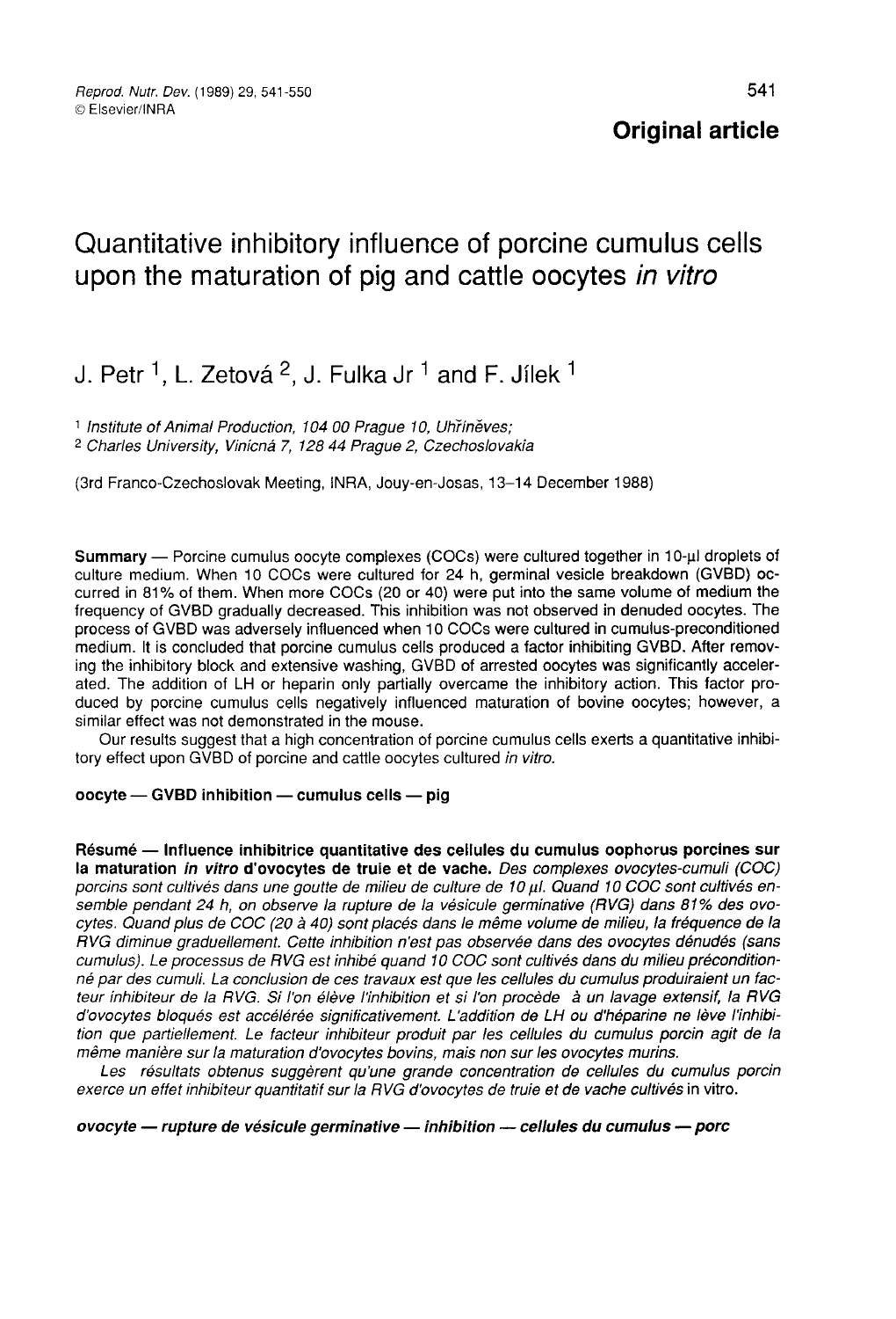**Original article**

# Quantitative inhibitory influence of porcine cumulus cells upon the maturation of pig and cattle oocytes *in vitro*

J. Petr [1], L. Zetová [2], J. Fulka Jr [1] and F. Jílek [1]

[1] *Institute of Animal Production, 104 00 Prague 10, Uhříněves;*
[2] *Charles University, Viničná 7, 128 44 Prague 2, Czechoslovakia*

(3rd Franco-Czechoslovak Meeting, INRA, Jouy-en-Josas, 13–14 December 1988)

**Summary** — Porcine cumulus oocyte complexes (COCs) were cultured together in 10-μl droplets of culture medium. When 10 COCs were cultured for 24 h, germinal vesicle breakdown (GVBD) occurred in 81% of them. When more COCs (20 or 40) were put into the same volume of medium the frequency of GVBD gradually decreased. This inhibition was not observed in denuded oocytes. The process of GVBD was adversely influenced when 10 COCs were cultured in cumulus-preconditioned medium. It is concluded that porcine cumulus cells produced a factor inhibiting GVBD. After removing the inhibitory block and extensive washing, GVBD of arrested oocytes was significantly accelerated. The addition of LH or heparin only partially overcame the inhibitory action. This factor produced by porcine cumulus cells negatively influenced maturation of bovine oocytes; however, a similar effect was not demonstrated in the mouse.

Our results suggest that a high concentration of porcine cumulus cells exerts a quantitative inhibitory effect upon GVBD of porcine and cattle oocytes cultured *in vitro*.

**oocyte — GVBD inhibition — cumulus cells — pig**

**Résumé — Influence inhibitrice quantitative des cellules du cumulus oophorus porcines sur la maturation *in vitro* d'ovocytes de truie et de vache.** *Des complexes ovocytes-cumuli (COC) porcins sont cultivés dans une goutte de milieu de culture de 10 μl. Quand 10 COC sont cultivés ensemble pendant 24 h, on observe la rupture de la vésicule germinative (RVG) dans 81% des ovocytes. Quand plus de COC (20 à 40) sont placés dans le même volume de milieu, la fréquence de la RVG diminue graduellement. Cette inhibition n'est pas observée dans des ovocytes dénudés (sans cumulus). Le processus de RVG est inhibé quand 10 COC sont cultivés dans du milieu préconditionné par des cumuli. La conclusion de ces travaux est que les cellules du cumulus produiraient un facteur inhibiteur de la RVG. Si l'on élève l'inhibition et si l'on procède à un lavage extensif, la RVG d'ovocytes bloqués est accélérée significativement. L'addition de LH ou d'héparine ne lève l'inhibition que partiellement. Le facteur inhibiteur produit par les cellules du cumulus porcin agit de la même manière sur la maturation d'ovocytes bovins, mais non sur les ovocytes murins.*

*Les résultats obtenus suggèrent qu'une grande concentration de cellules du cumulus porcin exerce un effet inhibiteur quantitatif sur la RVG d'ovocytes de truie et de vache cultivés* in vitro.

***ovocyte — rupture de vésicule germinative — inhibition — cellules du cumulus — porc***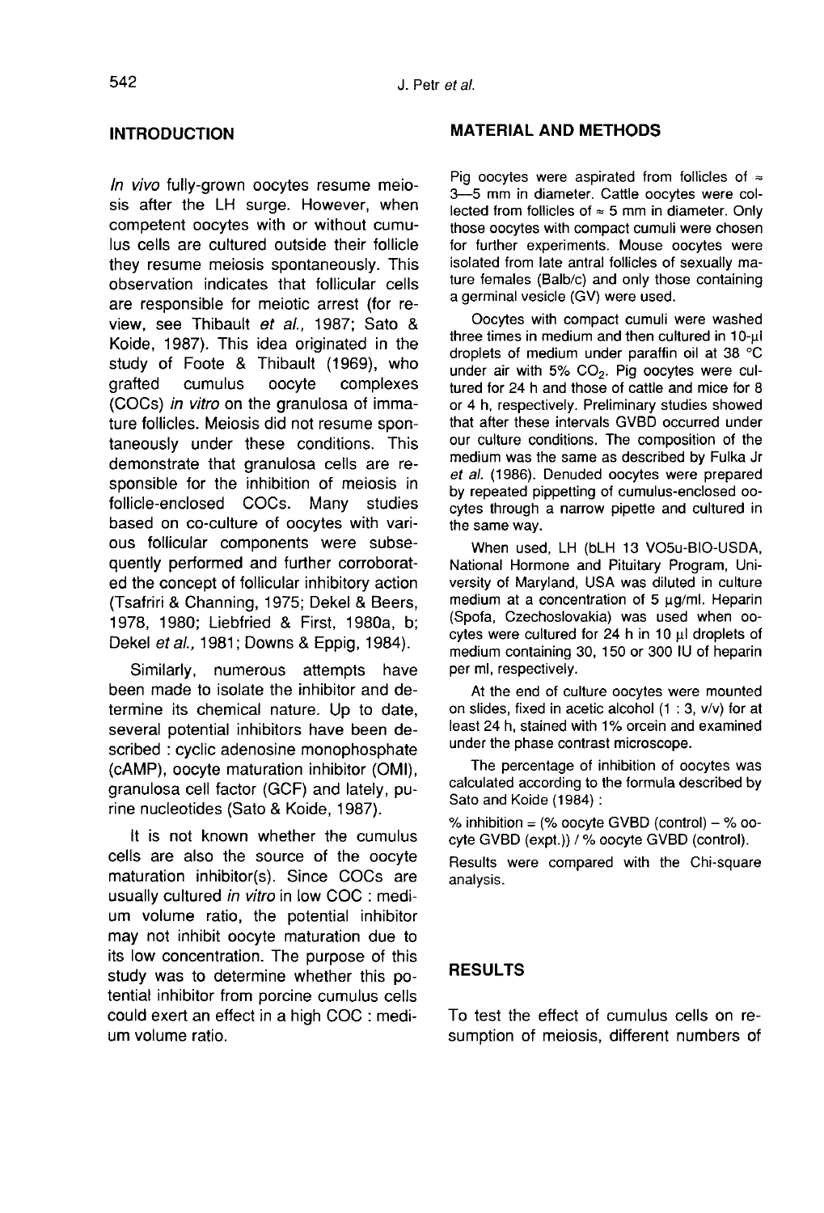## INTRODUCTION

*In vivo* fully-grown oocytes resume meiosis after the LH surge. However, when competent oocytes with or without cumulus cells are cultured outside their follicle they resume meiosis spontaneously. This observation indicates that follicular cells are responsible for meiotic arrest (for review, see Thibault *et al.*, 1987; Sato & Koide, 1987). This idea originated in the study of Foote & Thibault (1969), who grafted cumulus oocyte complexes (COCs) *in vitro* on the granulosa of immature follicles. Meiosis did not resume spontaneously under these conditions. This demonstrate that granulosa cells are responsible for the inhibition of meiosis in follicle-enclosed COCs. Many studies based on co-culture of oocytes with various follicular components were subsequently performed and further corroborated the concept of follicular inhibitory action (Tsafriri & Channing, 1975; Dekel & Beers, 1978, 1980; Liebfried & First, 1980a, b; Dekel *et al.*, 1981; Downs & Eppig, 1984).

Similarly, numerous attempts have been made to isolate the inhibitor and determine its chemical nature. Up to date, several potential inhibitors have been described : cyclic adenosine monophosphate (cAMP), oocyte maturation inhibitor (OMI), granulosa cell factor (GCF) and lately, purine nucleotides (Sato & Koide, 1987).

It is not known whether the cumulus cells are also the source of the oocyte maturation inhibitor(s). Since COCs are usually cultured *in vitro* in low COC : medium volume ratio, the potential inhibitor may not inhibit oocyte maturation due to its low concentration. The purpose of this study was to determine whether this potential inhibitor from porcine cumulus cells could exert an effect in a high COC : medium volume ratio.

## MATERIAL AND METHODS

Pig oocytes were aspirated from follicles of ≈ 3—5 mm in diameter. Cattle oocytes were collected from follicles of ≈ 5 mm in diameter. Only those oocytes with compact cumuli were chosen for further experiments. Mouse oocytes were isolated from late antral follicles of sexually mature females (Balb/c) and only those containing a germinal vesicle (GV) were used.

Oocytes with compact cumuli were washed three times in medium and then cultured in 10-μl droplets of medium under paraffin oil at 38 °C under air with 5% $CO_2$. Pig oocytes were cultured for 24 h and those of cattle and mice for 8 or 4 h, respectively. Preliminary studies showed that after these intervals GVBD occurred under our culture conditions. The composition of the medium was the same as described by Fulka Jr *et al.* (1986). Denuded oocytes were prepared by repeated pippetting of cumulus-enclosed oocytes through a narrow pipette and cultured in the same way.

When used, LH (bLH 13 VO5u-BIO-USDA, National Hormone and Pituitary Program, University of Maryland, USA was diluted in culture medium at a concentration of 5 μg/ml. Heparin (Spofa, Czechoslovakia) was used when oocytes were cultured for 24 h in 10 μl droplets of medium containing 30, 150 or 300 IU of heparin per ml, respectively.

At the end of culture oocytes were mounted on slides, fixed in acetic alcohol (1 : 3, v/v) for at least 24 h, stained with 1% orcein and examined under the phase contrast microscope.

The percentage of inhibition of oocytes was calculated according to the formula described by Sato and Koide (1984) :

% inhibition = (% oocyte GVBD (control) – % oocyte GVBD (expt.)) / % oocyte GVBD (control).

Results were compared with the Chi-square analysis.

## RESULTS

To test the effect of cumulus cells on resumption of meiosis, different numbers of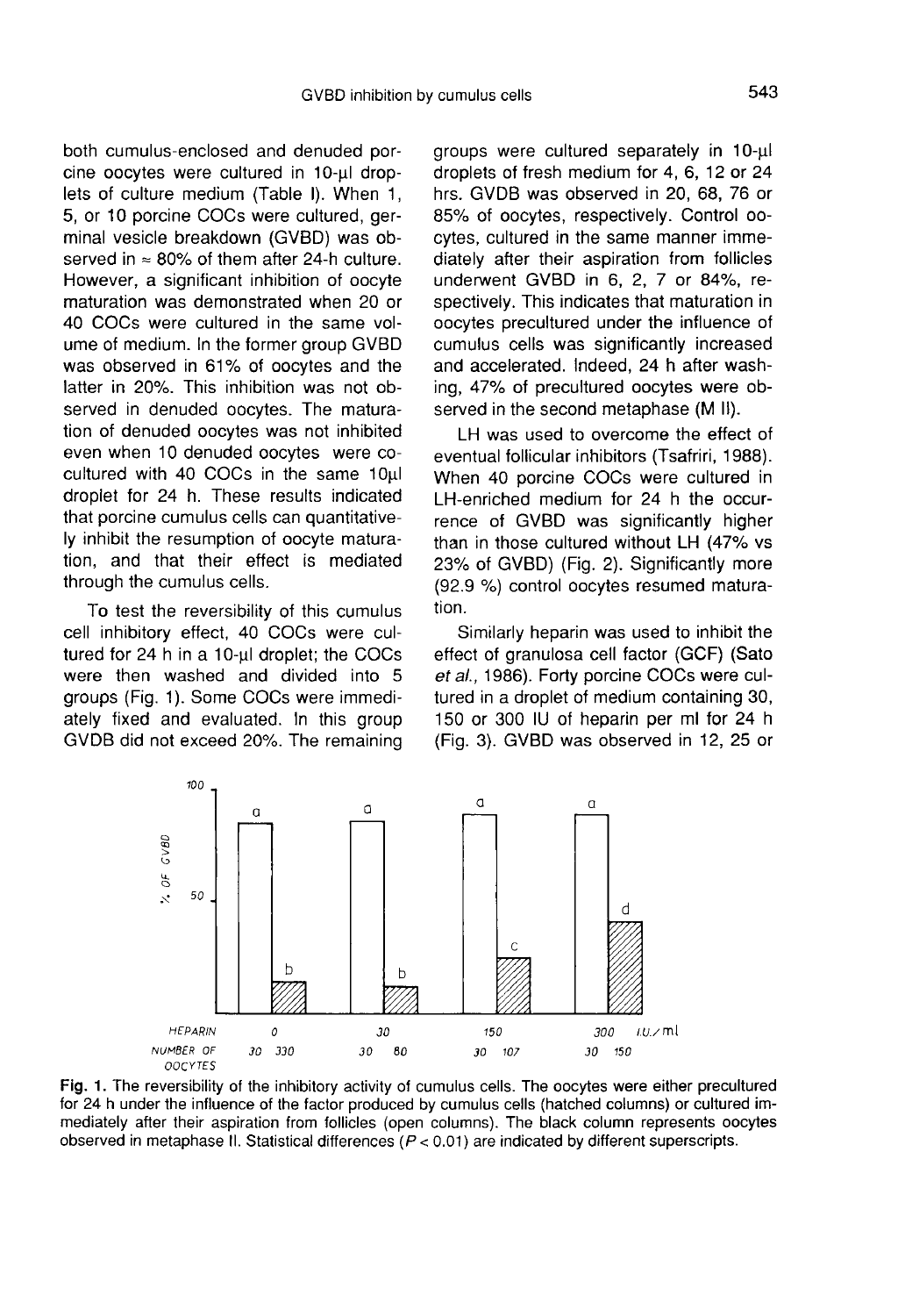both cumulus-enclosed and denuded porcine oocytes were cultured in 10-µl droplets of culture medium (Table I). When 1, 5, or 10 porcine COCs were cultured, germinal vesicle breakdown (GVBD) was observed in ≈ 80% of them after 24-h culture. However, a significant inhibition of oocyte maturation was demonstrated when 20 or 40 COCs were cultured in the same volume of medium. In the former group GVBD was observed in 61% of oocytes and the latter in 20%. This inhibition was not observed in denuded oocytes. The maturation of denuded oocytes was not inhibited even when 10 denuded oocytes were co-cultured with 40 COCs in the same 10µl droplet for 24 h. These results indicated that porcine cumulus cells can quantitatively inhibit the resumption of oocyte maturation, and that their effect is mediated through the cumulus cells.

To test the reversibility of this cumulus cell inhibitory effect, 40 COCs were cultured for 24 h in a 10-µl droplet; the COCs were then washed and divided into 5 groups (Fig. 1). Some COCs were immediately fixed and evaluated. In this group GVDB did not exceed 20%. The remaining groups were cultured separately in 10-µl droplets of fresh medium for 4, 6, 12 or 24 hrs. GVDB was observed in 20, 68, 76 or 85% of oocytes, respectively. Control oocytes, cultured in the same manner immediately after their aspiration from follicles underwent GVBD in 6, 2, 7 or 84%, respectively. This indicates that maturation in oocytes precultured under the influence of cumulus cells was significantly increased and accelerated. Indeed, 24 h after washing, 47% of precultured oocytes were observed in the second metaphase (M II).

LH was used to overcome the effect of eventual follicular inhibitors (Tsafriri, 1988). When 40 porcine COCs were cultured in LH-enriched medium for 24 h the occurrence of GVBD was significantly higher than in those cultured without LH (47% vs 23% of GVBD) (Fig. 2). Significantly more (92.9 %) control oocytes resumed maturation.

Similarly heparin was used to inhibit the effect of granulosa cell factor (GCF) (Sato *et al.*, 1986). Forty porcine COCs were cultured in a droplet of medium containing 30, 150 or 300 IU of heparin per ml for 24 h (Fig. 3). GVBD was observed in 12, 25 or

Fig. 1. The reversibility of the inhibitory activity of cumulus cells. The oocytes were either precultured for 24 h under the influence of the factor produced by cumulus cells (hatched columns) or cultured immediately after their aspiration from follicles (open columns). The black column represents oocytes observed in metaphase II. Statistical differences ($P < 0.01$) are indicated by different superscripts.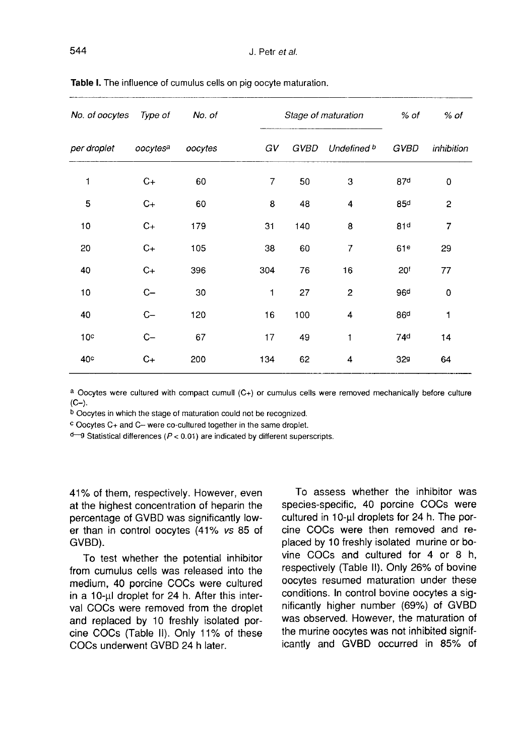**Table I.** The influence of cumulus cells on pig oocyte maturation.

| No. of oocytes per droplet | Type of oocytes[a] | No. of oocytes | Stage of maturation GV | GVBD | Undefined[b] | % of GVBD | % of inhibition |
|---|---|---|---|---|---|---|---|
| 1 | C+ | 60 | 7 | 50 | 3 | 87[d] | 0 |
| 5 | C+ | 60 | 8 | 48 | 4 | 85[d] | 2 |
| 10 | C+ | 179 | 31 | 140 | 8 | 81[d] | 7 |
| 20 | C+ | 105 | 38 | 60 | 7 | 61[e] | 29 |
| 40 | C+ | 396 | 304 | 76 | 16 | 20[f] | 77 |
| 10 | C– | 30 | 1 | 27 | 2 | 96[d] | 0 |
| 40 | C– | 120 | 16 | 100 | 4 | 86[d] | 1 |
| 10[c] | C– | 67 | 17 | 49 | 1 | 74[d] | 14 |
| 40[c] | C+ | 200 | 134 | 62 | 4 | 32[g] | 64 |

[a] Oocytes were cultured with compact cumuli (C+) or cumulus cells were removed mechanically before culture (C–).
[b] Oocytes in which the stage of maturation could not be recognized.
[c] Oocytes C+ and C– were co-cultured together in the same droplet.
[d–g] Statistical differences ($P < 0.01$) are indicated by different superscripts.

41% of them, respectively. However, even at the highest concentration of heparin the percentage of GVBD was significantly lower than in control oocytes (41% *vs* 85 of GVBD).

To test whether the potential inhibitor from cumulus cells was released into the medium, 40 porcine COCs were cultured in a 10-μl droplet for 24 h. After this interval COCs were removed from the droplet and replaced by 10 freshly isolated porcine COCs (Table II). Only 11% of these COCs underwent GVBD 24 h later.

To assess whether the inhibitor was species-specific, 40 porcine COCs were cultured in 10-μl droplets for 24 h. The porcine COCs were then removed and replaced by 10 freshly isolated murine or bovine COCs and cultured for 4 or 8 h, respectively (Table II). Only 26% of bovine oocytes resumed maturation under these conditions. In control bovine oocytes a significantly higher number (69%) of GVBD was observed. However, the maturation of the murine oocytes was not inhibited significantly and GVBD occurred in 85% of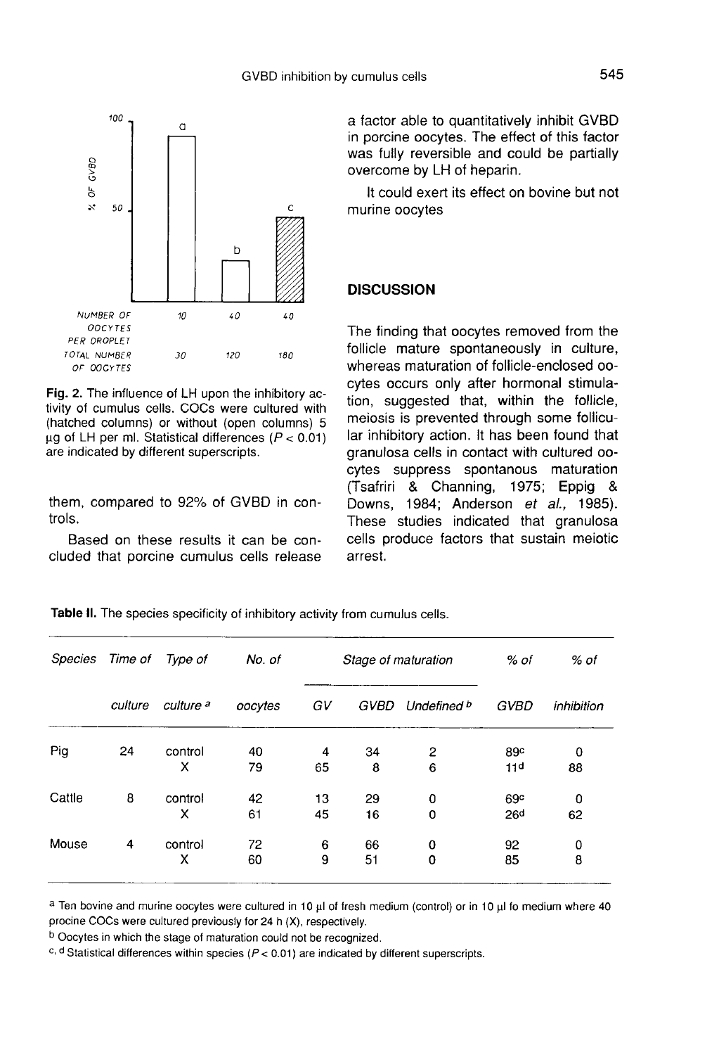| NUMBER OF OOCYTES PER DROPLET | 10 | 40 | 40 |
|---|---|---|---|
| TOTAL NUMBER OF OOCYTES | 30 | 120 | 180 |

**Fig. 2.** The influence of LH upon the inhibitory activity of cumulus cells. COCs were cultured with (hatched columns) or without (open columns) 5 µg of LH per ml. Statistical differences ($P < 0.01$) are indicated by different superscripts.

them, compared to 92% of GVBD in controls.

Based on these results it can be concluded that porcine cumulus cells release a factor able to quantitatively inhibit GVBD in porcine oocytes. The effect of this factor was fully reversible and could be partially overcome by LH of heparin.

It could exert its effect on bovine but not murine oocytes

## DISCUSSION

The finding that oocytes removed from the follicle mature spontaneously in culture, whereas maturation of follicle-enclosed oocytes occurs only after hormonal stimulation, suggested that, within the follicle, meiosis is prevented through some follicular inhibitory action. It has been found that granulosa cells in contact with cultured oocytes suppress spontanous maturation (Tsafriri & Channing, 1975; Eppig & Downs, 1984; Anderson *et al.*, 1985). These studies indicated that granulosa cells produce factors that sustain meiotic arrest.

**Table II.** The species specificity of inhibitory activity from cumulus cells.

| *Species* | *Time of culture* | *Type of culture* [a] | *No. of oocytes* | *Stage of maturation* | | | *% of GVBD* | *% of inhibition* |
|---|---|---|---|---|---|---|---|---|
| | | | | *GV* | *GVBD* | *Undefined* [b] | | |
| Pig | 24 | control | 40 | 4 | 34 | 2 | 89[c] | 0 |
| | | X | 79 | 65 | 8 | 6 | 11[d] | 88 |
| Cattle | 8 | control | 42 | 13 | 29 | 0 | 69[c] | 0 |
| | | X | 61 | 45 | 16 | 0 | 26[d] | 62 |
| Mouse | 4 | control | 72 | 6 | 66 | 0 | 92 | 0 |
| | | X | 60 | 9 | 51 | 0 | 85 | 8 |

[a] Ten bovine and murine oocytes were cultured in 10 µl of fresh medium (control) or in 10 µl fo medium where 40 procine COCs were cultured previously for 24 h (X), respectively.

[b] Oocytes in which the stage of maturation could not be recognized.

[c, d] Statistical differences within species ($P < 0.01$) are indicated by different superscripts.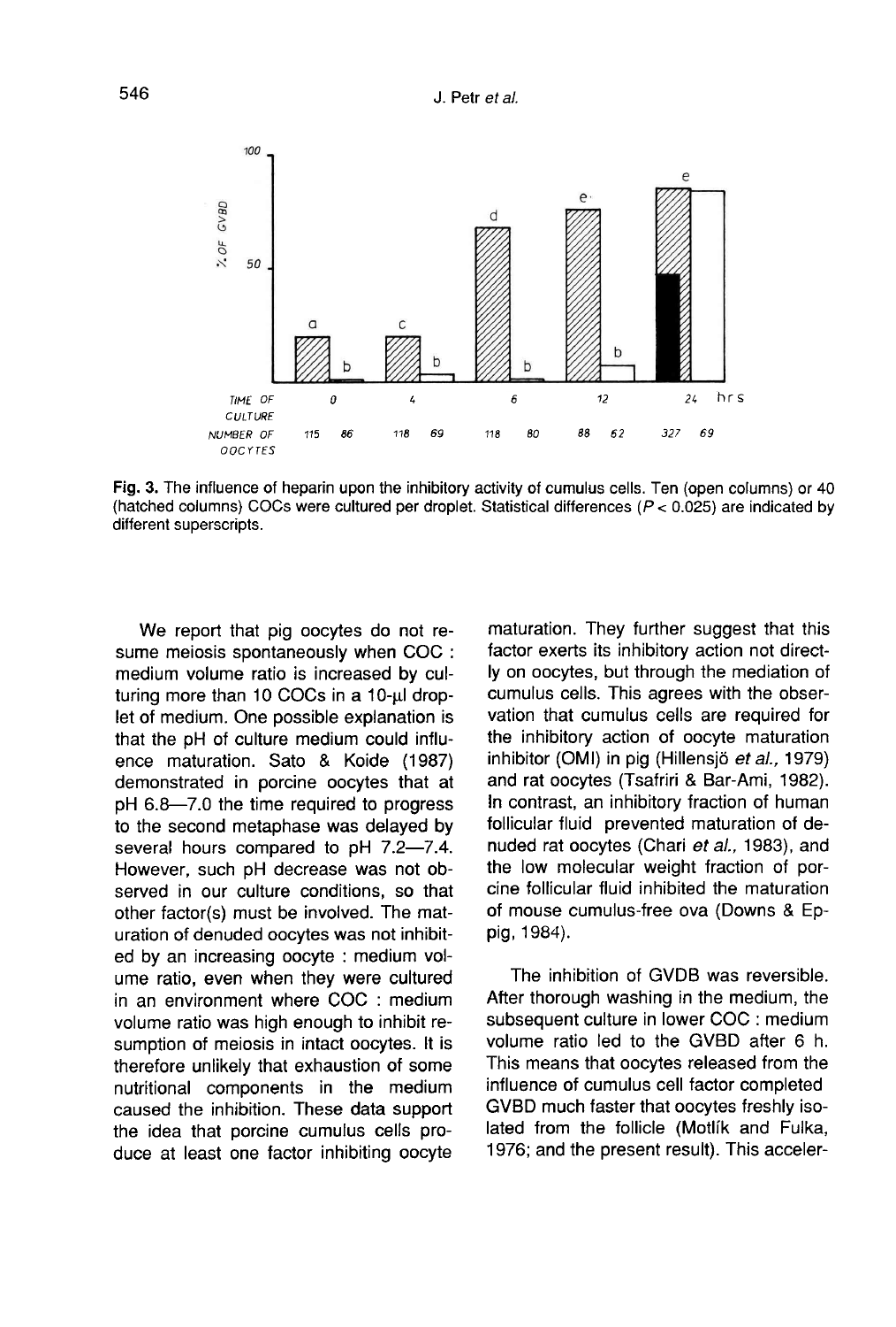**Fig. 3.** The influence of heparin upon the inhibitory activity of cumulus cells. Ten (open columns) or 40 (hatched columns) COCs were cultured per droplet. Statistical differences ($P < 0.025$) are indicated by different superscripts.

We report that pig oocytes do not resume meiosis spontaneously when COC : medium volume ratio is increased by culturing more than 10 COCs in a 10-µl droplet of medium. One possible explanation is that the pH of culture medium could influence maturation. Sato & Koide (1987) demonstrated in porcine oocytes that at pH 6.8—7.0 the time required to progress to the second metaphase was delayed by several hours compared to pH 7.2—7.4. However, such pH decrease was not observed in our culture conditions, so that other factor(s) must be involved. The maturation of denuded oocytes was not inhibited by an increasing oocyte : medium volume ratio, even when they were cultured in an environment where COC : medium volume ratio was high enough to inhibit resumption of meiosis in intact oocytes. It is therefore unlikely that exhaustion of some nutritional components in the medium caused the inhibition. These data support the idea that porcine cumulus cells produce at least one factor inhibiting oocyte maturation. They further suggest that this factor exerts its inhibitory action not directly on oocytes, but through the mediation of cumulus cells. This agrees with the observation that cumulus cells are required for the inhibitory action of oocyte maturation inhibitor (OMI) in pig (Hillensjö *et al.*, 1979) and rat oocytes (Tsafriri & Bar-Ami, 1982). In contrast, an inhibitory fraction of human follicular fluid prevented maturation of denuded rat oocytes (Chari *et al.*, 1983), and the low molecular weight fraction of porcine follicular fluid inhibited the maturation of mouse cumulus-free ova (Downs & Eppig, 1984).

The inhibition of GVDB was reversible. After thorough washing in the medium, the subsequent culture in lower COC : medium volume ratio led to the GVBD after 6 h. This means that oocytes released from the influence of cumulus cell factor completed GVBD much faster that oocytes freshly isolated from the follicle (Motlík and Fulka, 1976; and the present result). This acceler-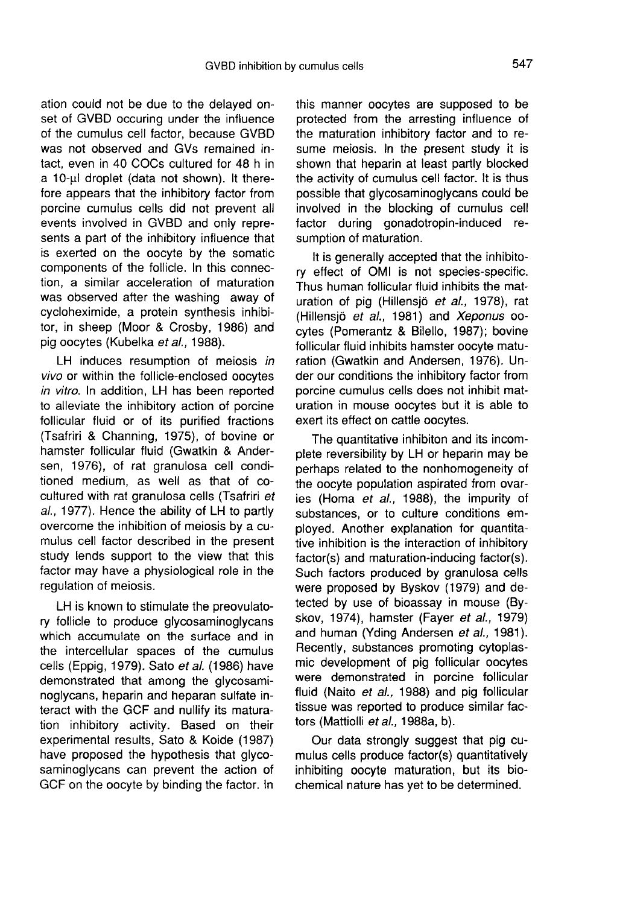ation could not be due to the delayed onset of GVBD occuring under the influence of the cumulus cell factor, because GVBD was not observed and GVs remained intact, even in 40 COCs cultured for 48 h in a 10-μl droplet (data not shown). It therefore appears that the inhibitory factor from porcine cumulus cells did not prevent all events involved in GVBD and only represents a part of the inhibitory influence that is exerted on the oocyte by the somatic components of the follicle. In this connection, a similar acceleration of maturation was observed after the washing away of cycloheximide, a protein synthesis inhibitor, in sheep (Moor & Crosby, 1986) and pig oocytes (Kubelka *et al.*, 1988).

LH induces resumption of meiosis *in vivo* or within the follicle-enclosed oocytes *in vitro*. In addition, LH has been reported to alleviate the inhibitory action of porcine follicular fluid or of its purified fractions (Tsafriri & Channing, 1975), of bovine or hamster follicular fluid (Gwatkin & Andersen, 1976), of rat granulosa cell conditioned medium, as well as that of cocultured with rat granulosa cells (Tsafriri *et al.*, 1977). Hence the ability of LH to partly overcome the inhibition of meiosis by a cumulus cell factor described in the present study lends support to the view that this factor may have a physiological role in the regulation of meiosis.

LH is known to stimulate the preovulatory follicle to produce glycosaminoglycans which accumulate on the surface and in the intercellular spaces of the cumulus cells (Eppig, 1979). Sato *et al.* (1986) have demonstrated that among the glycosaminoglycans, heparin and heparan sulfate interact with the GCF and nullify its maturation inhibitory activity. Based on their experimental results, Sato & Koide (1987) have proposed the hypothesis that glycosaminoglycans can prevent the action of GCF on the oocyte by binding the factor. In this manner oocytes are supposed to be protected from the arresting influence of the maturation inhibitory factor and to resume meiosis. In the present study it is shown that heparin at least partly blocked the activity of cumulus cell factor. It is thus possible that glycosaminoglycans could be involved in the blocking of cumulus cell factor during gonadotropin-induced resumption of maturation.

It is generally accepted that the inhibitory effect of OMI is not species-specific. Thus human follicular fluid inhibits the maturation of pig (Hillensjö *et al.*, 1978), rat (Hillensjö *et al.*, 1981) and *Xeponus* oocytes (Pomerantz & Bilello, 1987); bovine follicular fluid inhibits hamster oocyte maturation (Gwatkin and Andersen, 1976). Under our conditions the inhibitory factor from porcine cumulus cells does not inhibit maturation in mouse oocytes but it is able to exert its effect on cattle oocytes.

The quantitative inhibiton and its incomplete reversibility by LH or heparin may be perhaps related to the nonhomogeneity of the oocyte population aspirated from ovaries (Homa *et al.*, 1988), the impurity of substances, or to culture conditions employed. Another explanation for quantitative inhibition is the interaction of inhibitory factor(s) and maturation-inducing factor(s). Such factors produced by granulosa cells were proposed by Byskov (1979) and detected by use of bioassay in mouse (Byskov, 1974), hamster (Fayer *et al.*, 1979) and human (Yding Andersen *et al.*, 1981). Recently, substances promoting cytoplasmic development of pig follicular oocytes were demonstrated in porcine follicular fluid (Naito *et al.*, 1988) and pig follicular tissue was reported to produce similar factors (Mattioli *et al.*, 1988a, b).

Our data strongly suggest that pig cumulus cells produce factor(s) quantitatively inhibiting oocyte maturation, but its biochemical nature has yet to be determined.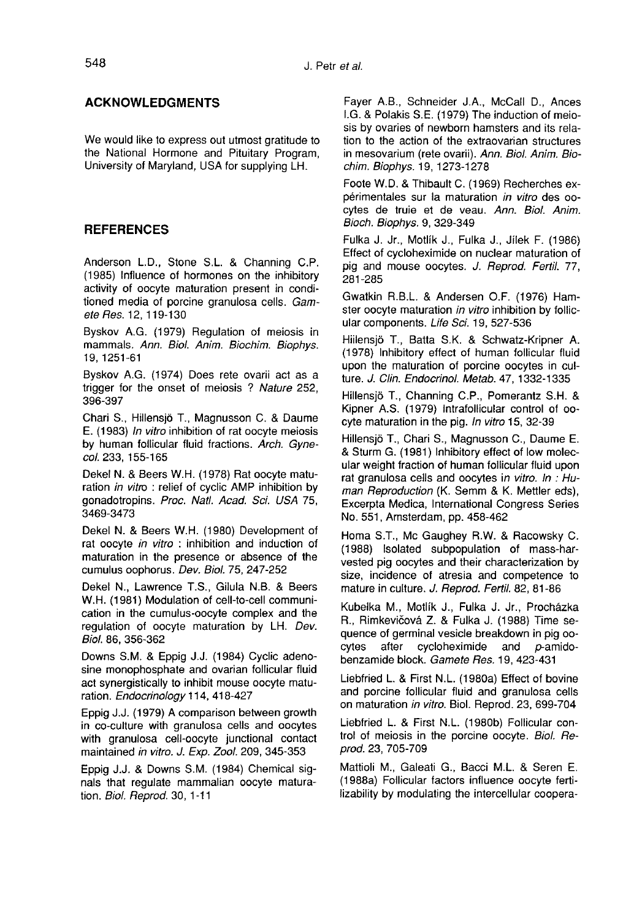## ACKNOWLEDGMENTS

We would like to express out utmost gratitude to the National Hormone and Pituitary Program, University of Maryland, USA for supplying LH.

## REFERENCES

Anderson L.D., Stone S.L. & Channing C.P. (1985) Influence of hormones on the inhibitory activity of oocyte maturation present in conditioned media of porcine granulosa cells. *Gamete Res.* 12, 119-130

Byskov A.G. (1979) Regulation of meiosis in mammals. *Ann. Biol. Anim. Biochim. Biophys.* 19, 1251-61

Byskov A.G. (1974) Does rete ovarii act as a trigger for the onset of meiosis ? *Nature* 252, 396-397

Chari S., Hillensjö T., Magnusson C. & Daume E. (1983) *In vitro* inhibition of rat oocyte meiosis by human follicular fluid fractions. *Arch. Gynecol.* 233, 155-165

Dekel N. & Beers W.H. (1978) Rat oocyte maturation *in vitro* : relief of cyclic AMP inhibition by gonadotropins. *Proc. Natl. Acad. Sci. USA* 75, 3469-3473

Dekel N. & Beers W.H. (1980) Development of rat oocyte *in vitro* : inhibition and induction of maturation in the presence or absence of the cumulus oophorus. *Dev. Biol.* 75, 247-252

Dekel N., Lawrence T.S., Gilula N.B. & Beers W.H. (1981) Modulation of cell-to-cell communication in the cumulus-oocyte complex and the regulation of oocyte maturation by LH. *Dev. Biol.* 86, 356-362

Downs S.M. & Eppig J.J. (1984) Cyclic adenosine monophosphate and ovarian follicular fluid act synergistically to inhibit mouse oocyte maturation. *Endocrinology* 114, 418-427

Eppig J.J. (1979) A comparison between growth in co-culture with granulosa cells and oocytes with granulosa cell-oocyte junctional contact maintained *in vitro*. *J. Exp. Zool.* 209, 345-353

Eppig J.J. & Downs S.M. (1984) Chemical signals that regulate mammalian oocyte maturation. *Biol. Reprod.* 30, 1-11

Fayer A.B., Schneider J.A., McCall D., Ances I.G. & Polakis S.E. (1979) The induction of meiosis by ovaries of newborn hamsters and its relation to the action of the extraovarian structures in mesovarium (rete ovarii). *Ann. Biol. Anim. Biochim. Biophys.* 19, 1273-1278

Foote W.D. & Thibault C. (1969) Recherches expérimentales sur la maturation *in vitro* des oocytes de truie et de veau. *Ann. Biol. Anim. Bioch. Biophys.* 9, 329-349

Fulka J. Jr., Motlík J., Fulka J., Jílek F. (1986) Effect of cycloheximide on nuclear maturation of pig and mouse oocytes. *J. Reprod. Fertil.* 77, 281-285

Gwatkin R.B.L. & Andersen O.F. (1976) Hamster oocyte maturation *in vitro* inhibition by follicular components. *Life Sci.* 19, 527-536

Hiilensjö T., Batta S.K. & Schwatz-Kripner A. (1978) Inhibitory effect of human follicular fluid upon the maturation of porcine oocytes in culture. *J. Clin. Endocrinol. Metab.* 47, 1332-1335

Hillensjö T., Channing C.P., Pomerantz S.H. & Kipner A.S. (1979) Intrafollicular control of oocyte maturation in the pig. *In vitro* 15, 32-39

Hillensjö T., Chari S., Magnusson C., Daume E. & Sturm G. (1981) Inhibitory effect of low molecular weight fraction of human follicular fluid upon rat granulosa cells and oocytes in *vitro*. *In : Human Reproduction* (K. Semm & K. Mettler eds), Excerpta Medica, International Congress Series No. 551, Amsterdam, pp. 458-462

Homa S.T., Mc Gaughey R.W. & Racowsky C. (1988) Isolated subpopulation of mass-harvested pig oocytes and their characterization by size, incidence of atresia and competence to mature in culture. *J. Reprod. Fertil.* 82, 81-86

Kubelka M., Motlík J., Fulka J. Jr., Procházka R., Rimkevičová Z. & Fulka J. (1988) Time sequence of germinal vesicle breakdown in pig oocytes after cycloheximide and *p*-amidobenzamide block. *Gamete Res.* 19, 423-431

Liebfried L. & First N.L. (1980a) Effect of bovine and porcine follicular fluid and granulosa cells on maturation *in vitro*. Biol. Reprod. 23, 699-704

Liebfried L. & First N.L. (1980b) Follicular control of meiosis in the porcine oocyte. *Biol. Reprod.* 23, 705-709

Mattioli M., Galeati G., Bacci M.L. & Seren E. (1988a) Follicular factors influence oocyte fertilizability by modulating the intercellular coopera-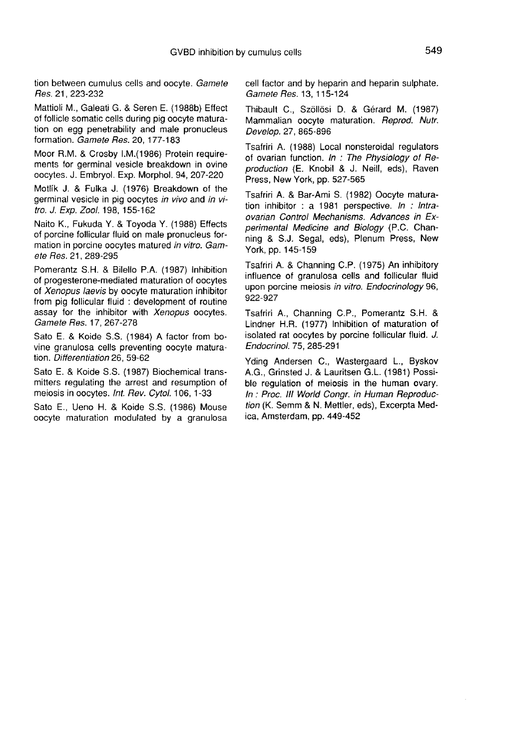tion between cumulus cells and oocyte. *Gamete Res.* 21, 223-232

Mattioli M., Galeati G. & Seren E. (1988b) Effect of follicle somatic cells during pig oocyte maturation on egg penetrability and male pronucleus formation. *Gamete Res.* 20, 177-183

Moor R.M. & Crosby I.M.(1986) Protein requirements for germinal vesicle breakdown in ovine oocytes. J. Embryol. Exp. Morphol. 94, 207-220

Motlík J. & Fulka J. (1976) Breakdown of the germinal vesicle in pig oocytes *in vivo* and *in vitro*. *J. Exp. Zool.* 198, 155-162

Naito K., Fukuda Y. & Toyoda Y. (1988) Effects of porcine follicular fluid on male pronucleus formation in porcine oocytes matured *in vitro*. *Gamete Res.* 21, 289-295

Pomerantz S.H. & Bilello P.A. (1987) Inhibition of progesterone-mediated maturation of oocytes of *Xenopus laevis* by oocyte maturation inhibitor from pig follicular fluid : development of routine assay for the inhibitor with *Xenopus* oocytes. *Gamete Res.* 17, 267-278

Sato E. & Koide S.S. (1984) A factor from bovine granulosa cells preventing oocyte maturation. *Differentiation* 26, 59-62

Sato E. & Koide S.S. (1987) Biochemical transmitters regulating the arrest and resumption of meiosis in oocytes. *Int. Rev. Cytol.* 106, 1-33

Sato E., Ueno H. & Koide S.S. (1986) Mouse oocyte maturation modulated by a granulosa cell factor and by heparin and heparin sulphate. *Gamete Res.* 13, 115-124

Thibault C., Szöllösi D. & Gérard M. (1987) Mammalian oocyte maturation. *Reprod. Nutr. Develop.* 27, 865-896

Tsafriri A. (1988) Local nonsteroidal regulators of ovarian function. *In : The Physiology of Reproduction* (E. Knobil & J. Neill, eds), Raven Press, New York, pp. 527-565

Tsafriri A. & Bar-Ami S. (1982) Oocyte maturation inhibitor : a 1981 perspective. *In : Intraovarian Control Mechanisms. Advances in Experimental Medicine and Biology* (P.C. Channing & S.J. Segal, eds), Plenum Press, New York, pp. 145-159

Tsafriri A. & Channing C.P. (1975) An inhibitory influence of granulosa cells and follicular fluid upon porcine meiosis *in vitro*. *Endocrinology* 96, 922-927

Tsafriri A., Channing C.P., Pomerantz S.H. & Lindner H.R. (1977) Inhibition of maturation of isolated rat oocytes by porcine follicular fluid. *J. Endocrinol.* 75, 285-291

Yding Andersen C., Wastergaard L., Byskov A.G., Grinsted J. & Lauritsen G.L. (1981) Possible regulation of meiosis in the human ovary. *In : Proc. III World Congr. in Human Reproduction* (K. Semm & N. Mettler, eds), Excerpta Medica, Amsterdam, pp. 449-452